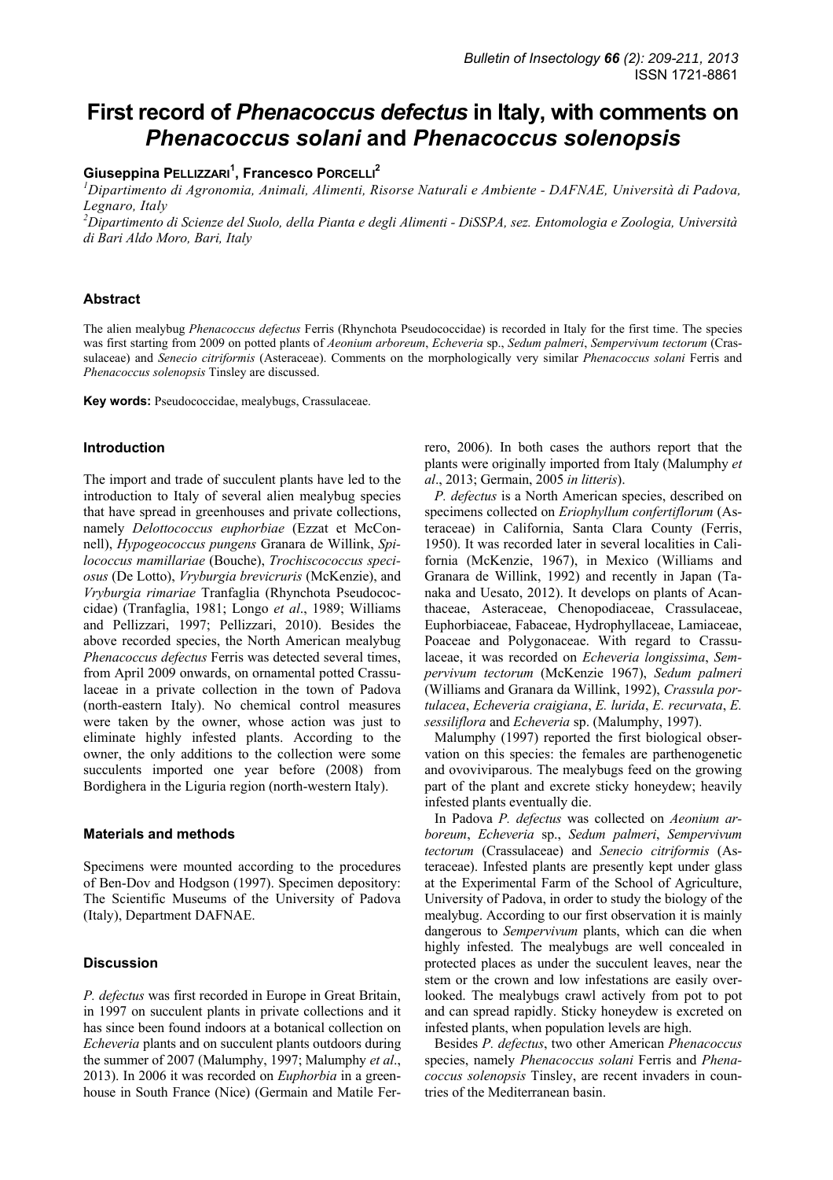# First record of *Phenacoccus defectus* in Italy, with comments on *Phenacoccus solani* and *Phenacoccus solenopsis*

**Giuseppina Pellizzari[1], Francesco Porcelli[2]**

[1]Dipartimento di Agronomia, Animali, Alimenti, Risorse Naturali e Ambiente - DAFNAE, Università di Padova, Legnaro, Italy

[2]Dipartimento di Scienze del Suolo, della Pianta e degli Alimenti - DiSSPA, sez. Entomologia e Zoologia, Università di Bari Aldo Moro, Bari, Italy

## Abstract

The alien mealybug *Phenacoccus defectus* Ferris (Rhynchota Pseudococcidae) is recorded in Italy for the first time. The species was first starting from 2009 on potted plants of *Aeonium arboreum*, *Echeveria* sp., *Sedum palmeri*, *Sempervivum tectorum* (Crassulaceae) and *Senecio citriformis* (Asteraceae). Comments on the morphologically very similar *Phenacoccus solani* Ferris and *Phenacoccus solenopsis* Tinsley are discussed.

**Key words:** Pseudococcidae, mealybugs, Crassulaceae.

## Introduction

The import and trade of succulent plants have led to the introduction to Italy of several alien mealybug species that have spread in greenhouses and private collections, namely *Delottococcus euphorbiae* (Ezzat et McConnell), *Hypogeococcus pungens* Granara de Willink, *Spilococcus mamillariae* (Bouche), *Trochiscococcus speciosus* (De Lotto), *Vryburgia brevicruris* (McKenzie), and *Vryburgia rimariae* Tranfaglia (Rhynchota Pseudococcidae) (Tranfaglia, 1981; Longo *et al*., 1989; Williams and Pellizzari, 1997; Pellizzari, 2010). Besides the above recorded species, the North American mealybug *Phenacoccus defectus* Ferris was detected several times, from April 2009 onwards, on ornamental potted Crassulaceae in a private collection in the town of Padova (north-eastern Italy). No chemical control measures were taken by the owner, whose action was just to eliminate highly infested plants. According to the owner, the only additions to the collection were some succulents imported one year before (2008) from Bordighera in the Liguria region (north-western Italy).

## Materials and methods

Specimens were mounted according to the procedures of Ben-Dov and Hodgson (1997). Specimen depository: The Scientific Museums of the University of Padova (Italy), Department DAFNAE.

## Discussion

*P. defectus* was first recorded in Europe in Great Britain, in 1997 on succulent plants in private collections and it has since been found indoors at a botanical collection on *Echeveria* plants and on succulent plants outdoors during the summer of 2007 (Malumphy, 1997; Malumphy *et al*., 2013). In 2006 it was recorded on *Euphorbia* in a greenhouse in South France (Nice) (Germain and Matile Ferrero, 2006). In both cases the authors report that the plants were originally imported from Italy (Malumphy *et al*., 2013; Germain, 2005 *in litteris*).

*P. defectus* is a North American species, described on specimens collected on *Eriophyllum confertiflorum* (Asteraceae) in California, Santa Clara County (Ferris, 1950). It was recorded later in several localities in California (McKenzie, 1967), in Mexico (Williams and Granara de Willink, 1992) and recently in Japan (Tanaka and Uesato, 2012). It develops on plants of Acanthaceae, Asteraceae, Chenopodiaceae, Crassulaceae, Euphorbiaceae, Fabaceae, Hydrophyllaceae, Lamiaceae, Poaceae and Polygonaceae. With regard to Crassulaceae, it was recorded on *Echeveria longissima*, *Sempervivum tectorum* (McKenzie 1967), *Sedum palmeri* (Williams and Granara da Willink, 1992), *Crassula portulacea*, *Echeveria craigiana*, *E. lurida*, *E. recurvata*, *E. sessiliflora* and *Echeveria* sp. (Malumphy, 1997).

Malumphy (1997) reported the first biological observation on this species: the females are parthenogenetic and ovoviviparous. The mealybugs feed on the growing part of the plant and excrete sticky honeydew; heavily infested plants eventually die.

In Padova *P. defectus* was collected on *Aeonium arboreum*, *Echeveria* sp., *Sedum palmeri*, *Sempervivum tectorum* (Crassulaceae) and *Senecio citriformis* (Asteraceae). Infested plants are presently kept under glass at the Experimental Farm of the School of Agriculture, University of Padova, in order to study the biology of the mealybug. According to our first observation it is mainly dangerous to *Sempervivum* plants, which can die when highly infested. The mealybugs are well concealed in protected places as under the succulent leaves, near the stem or the crown and low infestations are easily overlooked. The mealybugs crawl actively from pot to pot and can spread rapidly. Sticky honeydew is excreted on infested plants, when population levels are high.

Besides *P. defectus*, two other American *Phenacoccus* species, namely *Phenacoccus solani* Ferris and *Phenacoccus solenopsis* Tinsley, are recent invaders in countries of the Mediterranean basin.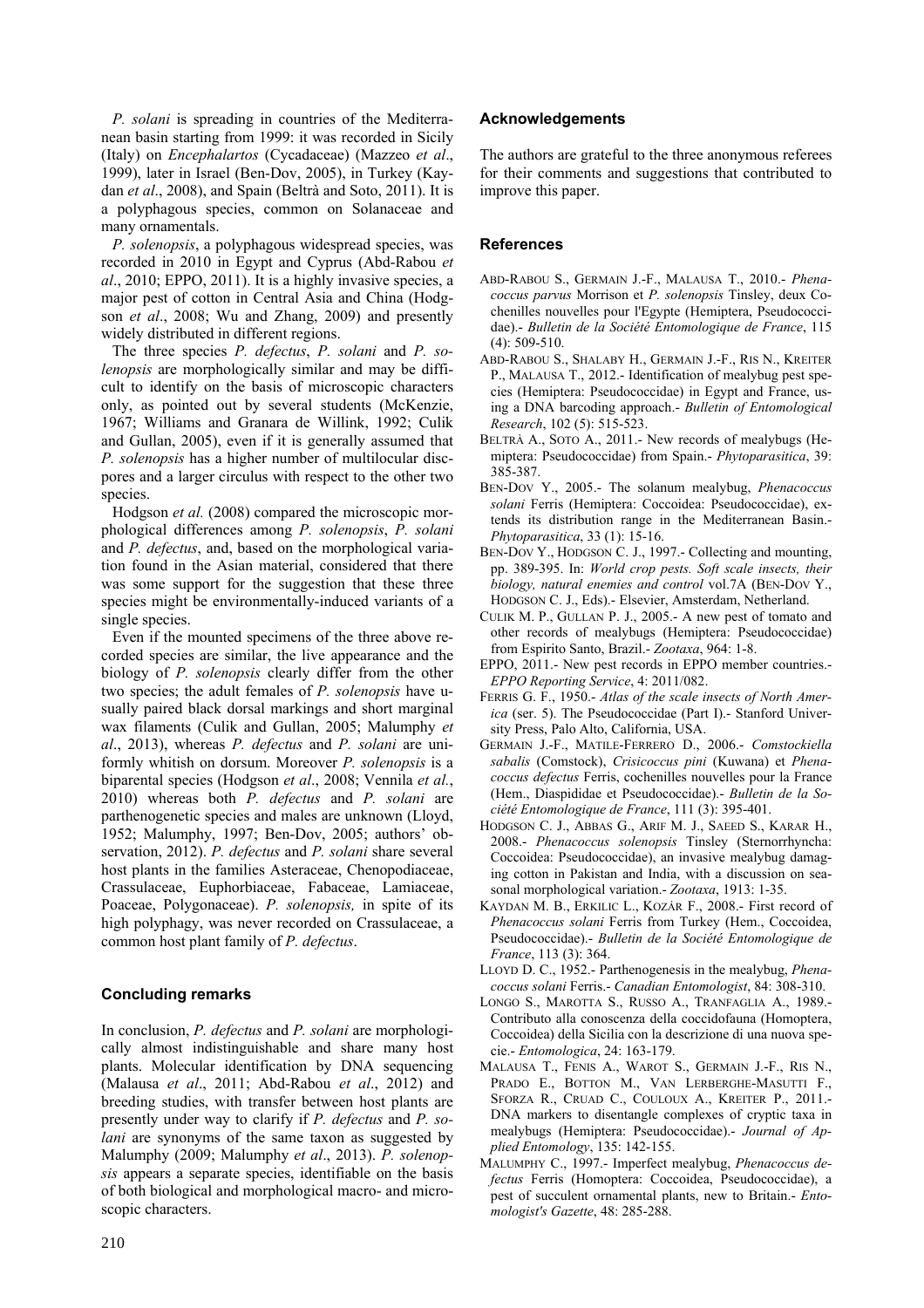*P. solani* is spreading in countries of the Mediterranean basin starting from 1999: it was recorded in Sicily (Italy) on *Encephalartos* (Cycadaceae) (Mazzeo *et al*., 1999), later in Israel (Ben-Dov, 2005), in Turkey (Kaydan *et al*., 2008), and Spain (Beltrà and Soto, 2011). It is a polyphagous species, common on Solanaceae and many ornamentals.

*P. solenopsis*, a polyphagous widespread species, was recorded in 2010 in Egypt and Cyprus (Abd-Rabou *et al*., 2010; EPPO, 2011). It is a highly invasive species, a major pest of cotton in Central Asia and China (Hodgson *et al*., 2008; Wu and Zhang, 2009) and presently widely distributed in different regions.

The three species *P. defectus*, *P. solani* and *P. solenopsis* are morphologically similar and may be difficult to identify on the basis of microscopic characters only, as pointed out by several students (McKenzie, 1967; Williams and Granara de Willink, 1992; Culik and Gullan, 2005), even if it is generally assumed that *P. solenopsis* has a higher number of multilocular discpores and a larger circulus with respect to the other two species.

Hodgson *et al.* (2008) compared the microscopic morphological differences among *P. solenopsis*, *P. solani* and *P. defectus*, and, based on the morphological variation found in the Asian material, considered that there was some support for the suggestion that these three species might be environmentally-induced variants of a single species.

Even if the mounted specimens of the three above recorded species are similar, the live appearance and the biology of *P. solenopsis* clearly differ from the other two species; the adult females of *P. solenopsis* have usually paired black dorsal markings and short marginal wax filaments (Culik and Gullan, 2005; Malumphy *et al*., 2013), whereas *P. defectus* and *P. solani* are uniformly whitish on dorsum. Moreover *P. solenopsis* is a biparental species (Hodgson *et al*., 2008; Vennila *et al.*, 2010) whereas both *P. defectus* and *P. solani* are parthenogenetic species and males are unknown (Lloyd, 1952; Malumphy, 1997; Ben-Dov, 2005; authors' observation, 2012). *P. defectus* and *P. solani* share several host plants in the families Asteraceae, Chenopodiaceae, Crassulaceae, Euphorbiaceae, Fabaceae, Lamiaceae, Poaceae, Polygonaceae). *P. solenopsis,* in spite of its high polyphagy, was never recorded on Crassulaceae, a common host plant family of *P. defectus*.

## Concluding remarks

In conclusion, *P. defectus* and *P. solani* are morphologically almost indistinguishable and share many host plants. Molecular identification by DNA sequencing (Malausa *et al*., 2011; Abd-Rabou *et al*., 2012) and breeding studies, with transfer between host plants are presently under way to clarify if *P. defectus* and *P. solani* are synonyms of the same taxon as suggested by Malumphy (2009; Malumphy *et al*., 2013). *P. solenopsis* appears a separate species, identifiable on the basis of both biological and morphological macro- and microscopic characters.

## Acknowledgements

The authors are grateful to the three anonymous referees for their comments and suggestions that contributed to improve this paper.

## References

ABD-RABOU S., GERMAIN J.-F., MALAUSA T., 2010.- *Phenacoccus parvus* Morrison et *P. solenopsis* Tinsley, deux Cochenilles nouvelles pour l'Egypte (Hemiptera, Pseudococcidae).- *Bulletin de la Société Entomologique de France*, 115 (4): 509-510.

ABD-RABOU S., SHALABY H., GERMAIN J.-F., RIS N., KREITER P., MALAUSA T., 2012.- Identification of mealybug pest species (Hemiptera: Pseudococcidae) in Egypt and France, using a DNA barcoding approach.- *Bulletin of Entomological Research*, 102 (5): 515-523.

BELTRÀ A., SOTO A., 2011.- New records of mealybugs (Hemiptera: Pseudococcidae) from Spain.- *Phytoparasitica*, 39: 385-387.

BEN-DOV Y., 2005.- The solanum mealybug, *Phenacoccus solani* Ferris (Hemiptera: Coccoidea: Pseudococcidae), extends its distribution range in the Mediterranean Basin.- *Phytoparasitica*, 33 (1): 15-16.

BEN-DOV Y., HODGSON C. J., 1997.- Collecting and mounting, pp. 389-395. In: *World crop pests. Soft scale insects, their biology, natural enemies and control* vol.7A (BEN-DOV Y., HODGSON C. J., Eds).- Elsevier, Amsterdam, Netherland.

CULIK M. P., GULLAN P. J., 2005.- A new pest of tomato and other records of mealybugs (Hemiptera: Pseudococcidae) from Espirito Santo, Brazil.- *Zootaxa*, 964: 1-8.

EPPO, 2011.- New pest records in EPPO member countries.- *EPPO Reporting Service*, 4: 2011/082.

FERRIS G. F., 1950.- *Atlas of the scale insects of North America* (ser. 5). The Pseudococcidae (Part I).- Stanford University Press, Palo Alto, California, USA.

GERMAIN J.-F., MATILE-FERRERO D., 2006.- *Comstockiella sabalis* (Comstock), *Crisicoccus pini* (Kuwana) et *Phenacoccus defectus* Ferris, cochenilles nouvelles pour la France (Hem., Diaspididae et Pseudococcidae).- *Bulletin de la Société Entomologique de France*, 111 (3): 395-401.

HODGSON C. J., ABBAS G., ARIF M. J., SAEED S., KARAR H., 2008.- *Phenacoccus solenopsis* Tinsley (Sternorrhyncha: Coccoidea: Pseudococcidae), an invasive mealybug damaging cotton in Pakistan and India, with a discussion on seasonal morphological variation.- *Zootaxa*, 1913: 1-35.

KAYDAN M. B., ERKILIC L., KOZÁR F., 2008.- First record of *Phenacoccus solani* Ferris from Turkey (Hem., Coccoidea, Pseudococcidae).- *Bulletin de la Société Entomologique de France*, 113 (3): 364.

LLOYD D. C., 1952.- Parthenogenesis in the mealybug, *Phenacoccus solani* Ferris.- *Canadian Entomologist*, 84: 308-310.

LONGO S., MAROTTA S., RUSSO A., TRANFAGLIA A., 1989.- Contributo alla conoscenza della coccidofauna (Homoptera, Coccoidea) della Sicilia con la descrizione di una nuova specie.- *Entomologica*, 24: 163-179.

MALAUSA T., FENIS A., WAROT S., GERMAIN J.-F., RIS N., PRADO E., BOTTON M., VAN LERBERGHE-MASUTTI F., SFORZA R., CRUAD C., COULOUX A., KREITER P., 2011.- DNA markers to disentangle complexes of cryptic taxa in mealybugs (Hemiptera: Pseudococcidae).- *Journal of Applied Entomology*, 135: 142-155.

MALUMPHY C., 1997.- Imperfect mealybug, *Phenacoccus defectus* Ferris (Homoptera: Coccoidea, Pseudococcidae), a pest of succulent ornamental plants, new to Britain.- *Entomologist's Gazette*, 48: 285-288.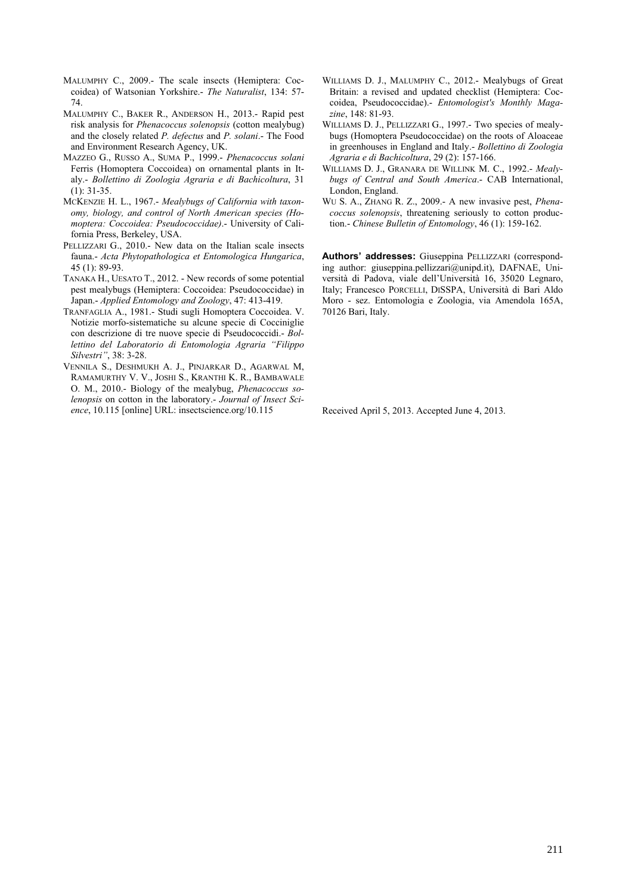MALUMPHY C., 2009.- The scale insects (Hemiptera: Coccoidea) of Watsonian Yorkshire.- *The Naturalist*, 134: 57-74.

MALUMPHY C., BAKER R., ANDERSON H., 2013.- Rapid pest risk analysis for *Phenacoccus solenopsis* (cotton mealybug) and the closely related *P. defectus* and *P. solani*.- The Food and Environment Research Agency, UK.

MAZZEO G., RUSSO A., SUMA P., 1999.- *Phenacoccus solani* Ferris (Homoptera Coccoidea) on ornamental plants in Italy.- *Bollettino di Zoologia Agraria e di Bachicoltura*, 31 (1): 31-35.

MCKENZIE H. L., 1967.- *Mealybugs of California with taxonomy, biology, and control of North American species (Homoptera: Coccoidea: Pseudococcidae)*.- University of California Press, Berkeley, USA.

PELLIZZARI G., 2010.- New data on the Italian scale insects fauna.- *Acta Phytopathologica et Entomologica Hungarica*, 45 (1): 89-93.

TANAKA H., UESATO T., 2012. - New records of some potential pest mealybugs (Hemiptera: Coccoidea: Pseudococcidae) in Japan.- *Applied Entomology and Zoology*, 47: 413-419.

TRANFAGLIA A., 1981.- Studi sugli Homoptera Coccoidea. V. Notizie morfo-sistematiche su alcune specie di Cocciniglie con descrizione di tre nuove specie di Pseudococcidi.- *Bollettino del Laboratorio di Entomologia Agraria "Filippo Silvestri"*, 38: 3-28.

VENNILA S., DESHMUKH A. J., PINJARKAR D., AGARWAL M, RAMAMURTHY V. V., JOSHI S., KRANTHI K. R., BAMBAWALE O. M., 2010.- Biology of the mealybug, *Phenacoccus solenopsis* on cotton in the laboratory.- *Journal of Insect Science*, 10.115 [online] URL: insectscience.org/10.115

WILLIAMS D. J., MALUMPHY C., 2012.- Mealybugs of Great Britain: a revised and updated checklist (Hemiptera: Coccoidea, Pseudococcidae).- *Entomologist's Monthly Magazine*, 148: 81-93.

WILLIAMS D. J., PELLIZZARI G., 1997.- Two species of mealybugs (Homoptera Pseudococcidae) on the roots of Aloaceae in greenhouses in England and Italy.- *Bollettino di Zoologia Agraria e di Bachicoltura*, 29 (2): 157-166.

WILLIAMS D. J., GRANARA DE WILLINK M. C., 1992.- *Mealybugs of Central and South America*.- CAB International, London, England.

WU S. A., ZHANG R. Z., 2009.- A new invasive pest, *Phenacoccus solenopsis*, threatening seriously to cotton production.- *Chinese Bulletin of Entomology*, 46 (1): 159-162.

**Authors' addresses:** Giuseppina PELLIZZARI (corresponding author: giuseppina.pellizzari@unipd.it), DAFNAE, Università di Padova, viale dell'Università 16, 35020 Legnaro, Italy; Francesco PORCELLI, DISSPA, Università di Bari Aldo Moro - sez. Entomologia e Zoologia, via Amendola 165A, 70126 Bari, Italy.

Received April 5, 2013. Accepted June 4, 2013.